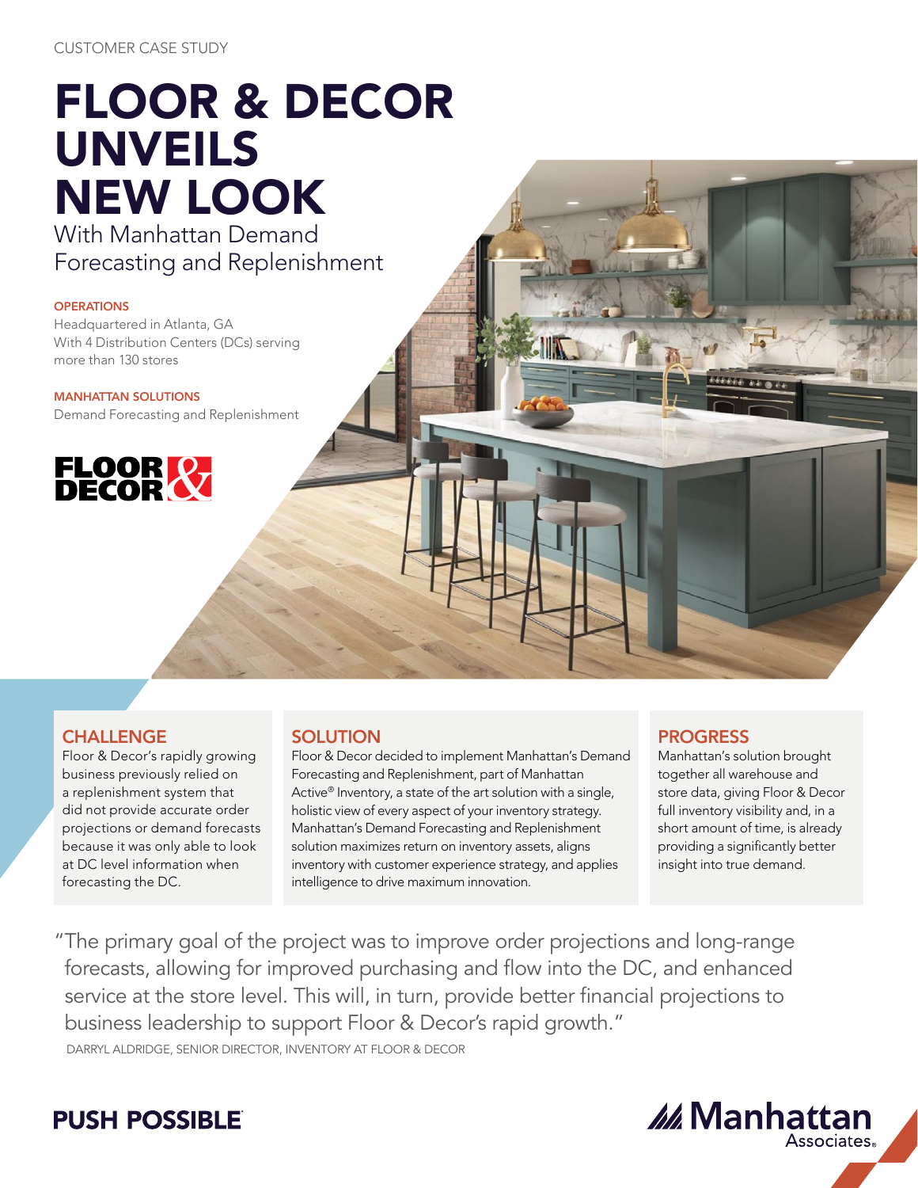CUSTOMER CASE STUDY

# FLOOR & DECOR UNVEILS NEW LOOK

## With Manhattan Demand Forecasting and Replenishment

**OPERATIONS**

Headquartered in Atlanta, GA
With 4 Distribution Centers (DCs) serving more than 130 stores

**MANHATTAN SOLUTIONS**

Demand Forecasting and Replenishment

FLOOR & DECOR

### CHALLENGE

Floor & Decor's rapidly growing business previously relied on a replenishment system that did not provide accurate order projections or demand forecasts because it was only able to look at DC level information when forecasting the DC.

### SOLUTION

Floor & Decor decided to implement Manhattan's Demand Forecasting and Replenishment, part of Manhattan Active® Inventory, a state of the art solution with a single, holistic view of every aspect of your inventory strategy. Manhattan's Demand Forecasting and Replenishment solution maximizes return on inventory assets, aligns inventory with customer experience strategy, and applies intelligence to drive maximum innovation.

### PROGRESS

Manhattan's solution brought together all warehouse and store data, giving Floor & Decor full inventory visibility and, in a short amount of time, is already providing a significantly better insight into true demand.

> "The primary goal of the project was to improve order projections and long-range forecasts, allowing for improved purchasing and flow into the DC, and enhanced service at the store level. This will, in turn, provide better financial projections to business leadership to support Floor & Decor's rapid growth."
>
> DARRYL ALDRIDGE, SENIOR DIRECTOR, INVENTORY AT FLOOR & DECOR

**PUSH POSSIBLE**

Manhattan Associates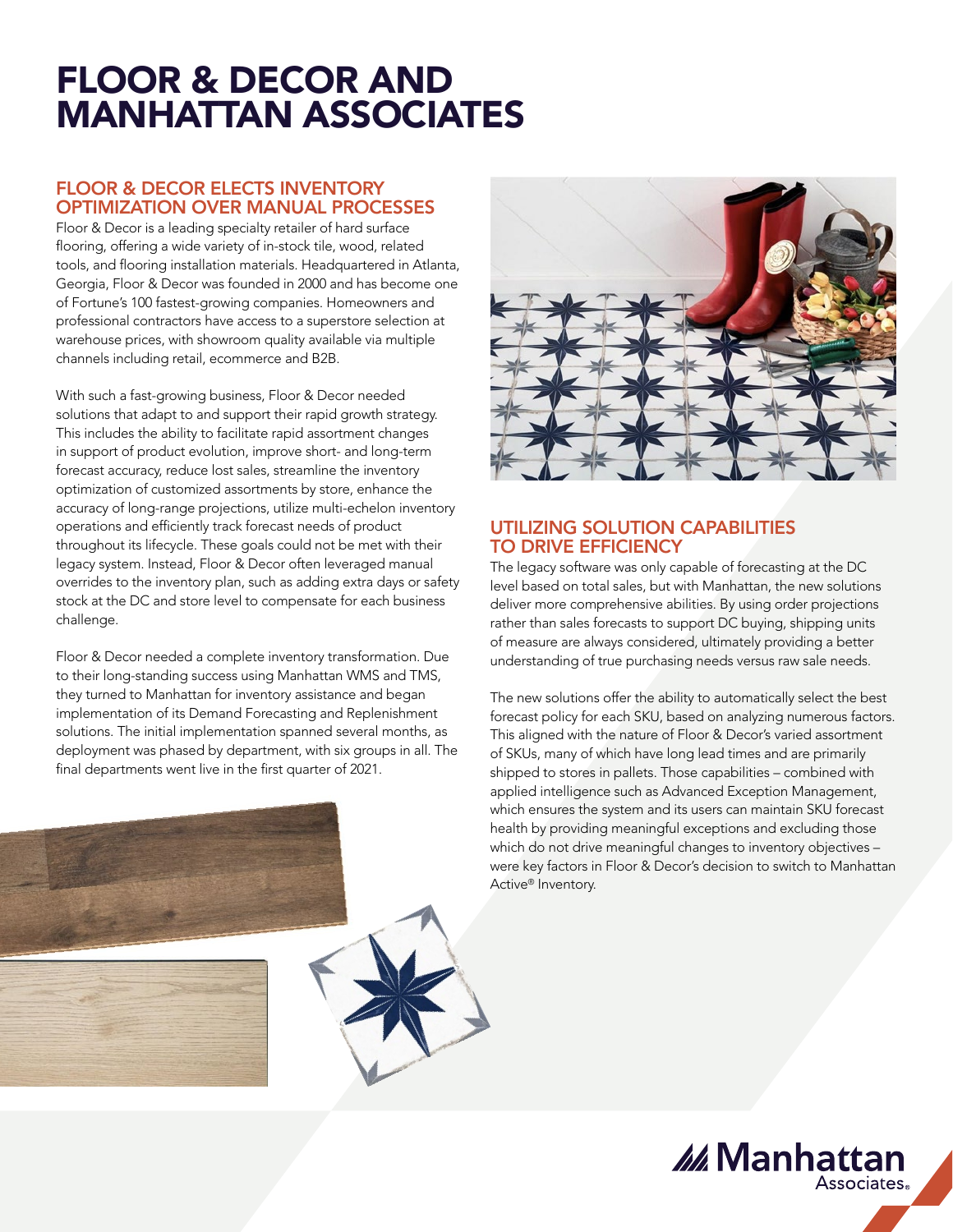# FLOOR & DECOR AND MANHATTAN ASSOCIATES

## FLOOR & DECOR ELECTS INVENTORY OPTIMIZATION OVER MANUAL PROCESSES

Floor & Decor is a leading specialty retailer of hard surface flooring, offering a wide variety of in-stock tile, wood, related tools, and flooring installation materials. Headquartered in Atlanta, Georgia, Floor & Decor was founded in 2000 and has become one of Fortune's 100 fastest-growing companies. Homeowners and professional contractors have access to a superstore selection at warehouse prices, with showroom quality available via multiple channels including retail, ecommerce and B2B.

With such a fast-growing business, Floor & Decor needed solutions that adapt to and support their rapid growth strategy. This includes the ability to facilitate rapid assortment changes in support of product evolution, improve short- and long-term forecast accuracy, reduce lost sales, streamline the inventory optimization of customized assortments by store, enhance the accuracy of long-range projections, utilize multi-echelon inventory operations and efficiently track forecast needs of product throughout its lifecycle. These goals could not be met with their legacy system. Instead, Floor & Decor often leveraged manual overrides to the inventory plan, such as adding extra days or safety stock at the DC and store level to compensate for each business challenge.

Floor & Decor needed a complete inventory transformation. Due to their long-standing success using Manhattan WMS and TMS, they turned to Manhattan for inventory assistance and began implementation of its Demand Forecasting and Replenishment solutions. The initial implementation spanned several months, as deployment was phased by department, with six groups in all. The final departments went live in the first quarter of 2021.

## UTILIZING SOLUTION CAPABILITIES TO DRIVE EFFICIENCY

The legacy software was only capable of forecasting at the DC level based on total sales, but with Manhattan, the new solutions deliver more comprehensive abilities. By using order projections rather than sales forecasts to support DC buying, shipping units of measure are always considered, ultimately providing a better understanding of true purchasing needs versus raw sale needs.

The new solutions offer the ability to automatically select the best forecast policy for each SKU, based on analyzing numerous factors. This aligned with the nature of Floor & Decor's varied assortment of SKUs, many of which have long lead times and are primarily shipped to stores in pallets. Those capabilities – combined with applied intelligence such as Advanced Exception Management, which ensures the system and its users can maintain SKU forecast health by providing meaningful exceptions and excluding those which do not drive meaningful changes to inventory objectives – were key factors in Floor & Decor's decision to switch to Manhattan Active® Inventory.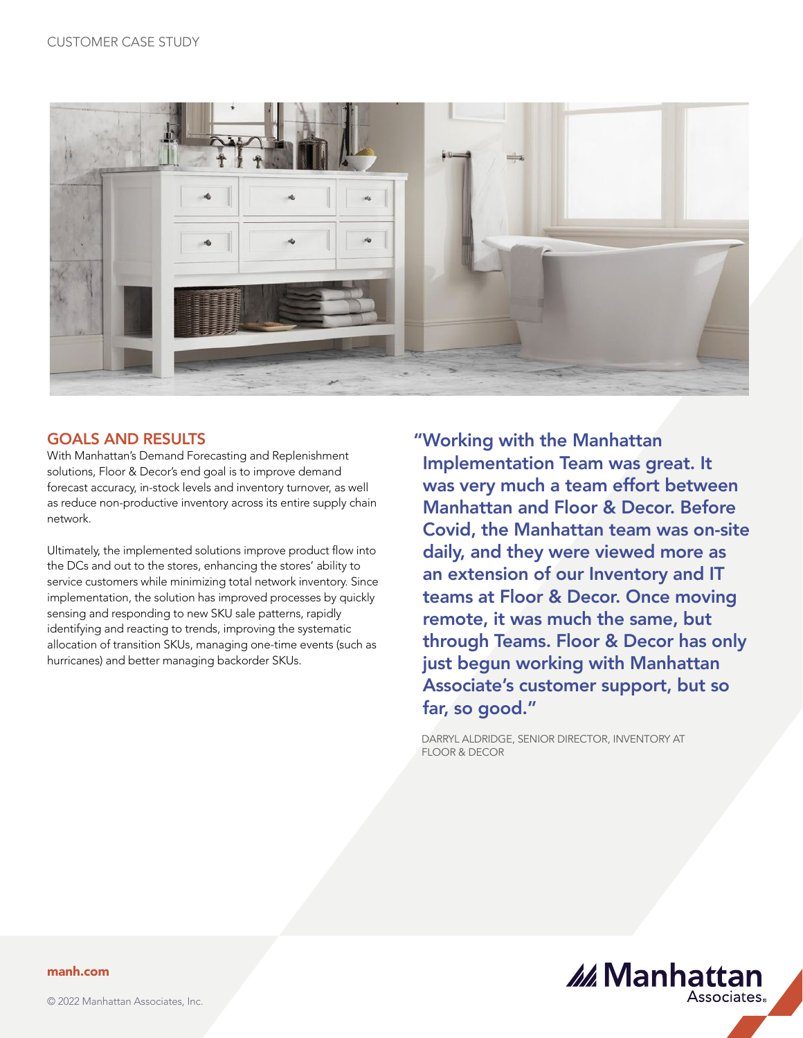## GOALS AND RESULTS

With Manhattan's Demand Forecasting and Replenishment solutions, Floor & Decor's end goal is to improve demand forecast accuracy, in-stock levels and inventory turnover, as well as reduce non-productive inventory across its entire supply chain network.

Ultimately, the implemented solutions improve product flow into the DCs and out to the stores, enhancing the stores' ability to service customers while minimizing total network inventory. Since implementation, the solution has improved processes by quickly sensing and responding to new SKU sale patterns, rapidly identifying and reacting to trends, improving the systematic allocation of transition SKUs, managing one-time events (such as hurricanes) and better managing backorder SKUs.

> **"Working with the Manhattan Implementation Team was great. It was very much a team effort between Manhattan and Floor & Decor. Before Covid, the Manhattan team was on-site daily, and they were viewed more as an extension of our Inventory and IT teams at Floor & Decor. Once moving remote, it was much the same, but through Teams. Floor & Decor has only just begun working with Manhattan Associate's customer support, but so far, so good."**
>
> DARRYL ALDRIDGE, SENIOR DIRECTOR, INVENTORY AT FLOOR & DECOR

manh.com

© 2022 Manhattan Associates, Inc.